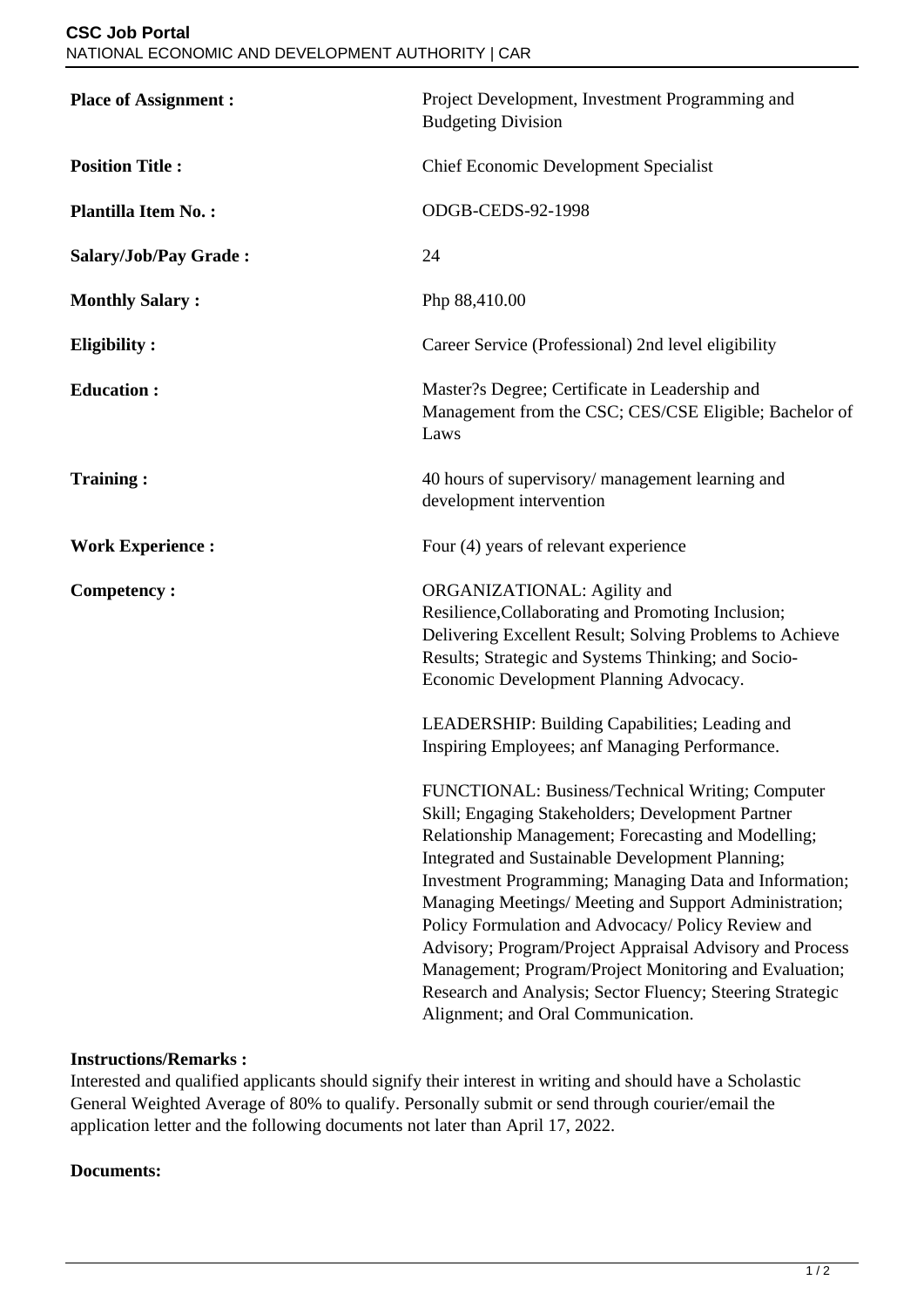**CSC Job Portal**
NATIONAL ECONOMIC AND DEVELOPMENT AUTHORITY | CAR

| | |
|---|---|
| **Place of Assignment :** | Project Development, Investment Programming and Budgeting Division |
| **Position Title :** | Chief Economic Development Specialist |
| **Plantilla Item No. :** | ODGB-CEDS-92-1998 |
| **Salary/Job/Pay Grade :** | 24 |
| **Monthly Salary :** | Php 88,410.00 |
| **Eligibility :** | Career Service (Professional) 2nd level eligibility |
| **Education :** | Master?s Degree; Certificate in Leadership and Management from the CSC; CES/CSE Eligible; Bachelor of Laws |
| **Training :** | 40 hours of supervisory/ management learning and development intervention |
| **Work Experience :** | Four (4) years of relevant experience |
| **Competency :** | ORGANIZATIONAL: Agility and Resilience,Collaborating and Promoting Inclusion; Delivering Excellent Result; Solving Problems to Achieve Results; Strategic and Systems Thinking; and Socio-Economic Development Planning Advocacy.<br><br>LEADERSHIP: Building Capabilities; Leading and Inspiring Employees; anf Managing Performance.<br><br>FUNCTIONAL: Business/Technical Writing; Computer Skill; Engaging Stakeholders; Development Partner Relationship Management; Forecasting and Modelling; Integrated and Sustainable Development Planning; Investment Programming; Managing Data and Information; Managing Meetings/ Meeting and Support Administration; Policy Formulation and Advocacy/ Policy Review and Advisory; Program/Project Appraisal Advisory and Process Management; Program/Project Monitoring and Evaluation; Research and Analysis; Sector Fluency; Steering Strategic Alignment; and Oral Communication. |

**Instructions/Remarks :**
Interested and qualified applicants should signify their interest in writing and should have a Scholastic General Weighted Average of 80% to qualify. Personally submit or send through courier/email the application letter and the following documents not later than April 17, 2022.

**Documents:**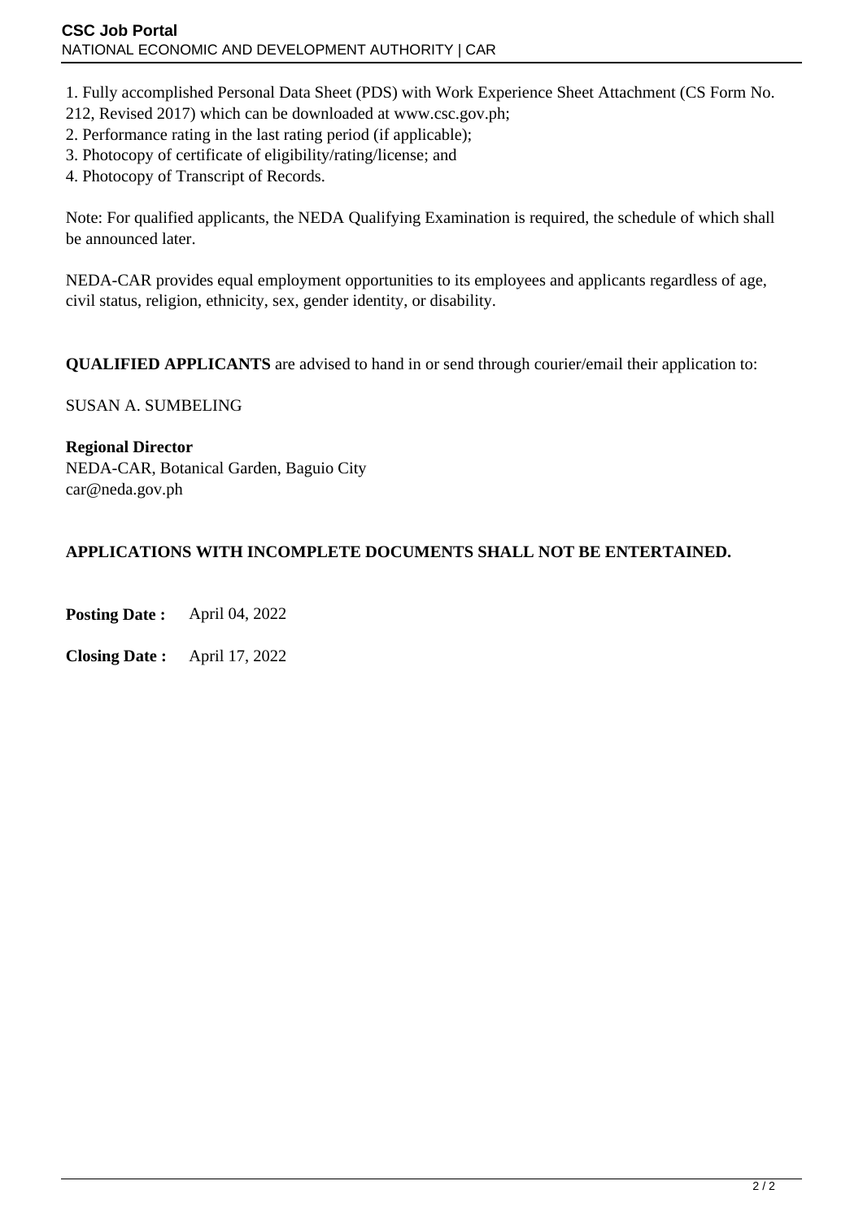1. Fully accomplished Personal Data Sheet (PDS) with Work Experience Sheet Attachment (CS Form No. 212, Revised 2017) which can be downloaded at www.csc.gov.ph;
2. Performance rating in the last rating period (if applicable);
3. Photocopy of certificate of eligibility/rating/license; and
4. Photocopy of Transcript of Records.

Note: For qualified applicants, the NEDA Qualifying Examination is required, the schedule of which shall be announced later.

NEDA-CAR provides equal employment opportunities to its employees and applicants regardless of age, civil status, religion, ethnicity, sex, gender identity, or disability.

**QUALIFIED APPLICANTS** are advised to hand in or send through courier/email their application to:

SUSAN A. SUMBELING

**Regional Director**
NEDA-CAR, Botanical Garden, Baguio City
car@neda.gov.ph

**APPLICATIONS WITH INCOMPLETE DOCUMENTS SHALL NOT BE ENTERTAINED.**

**Posting Date :** April 04, 2022

**Closing Date :** April 17, 2022